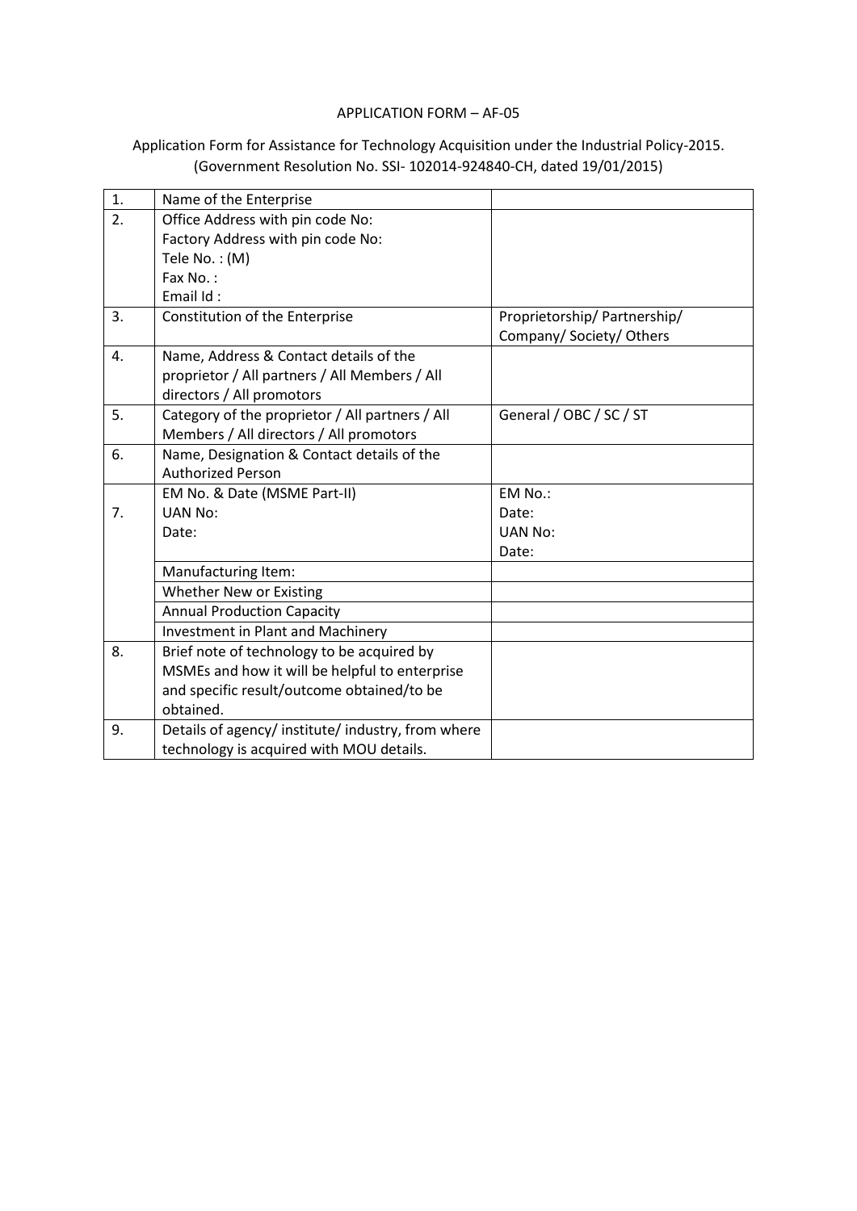APPLICATION FORM – AF-05

Application Form for Assistance for Technology Acquisition under the Industrial Policy-2015.
(Government Resolution No. SSI- 102014-924840-CH, dated 19/01/2015)

| | | |
|---|---|---|
| 1. | Name of the Enterprise | |
| 2. | Office Address with pin code No:<br>Factory Address with pin code No:<br>Tele No. : (M)<br>Fax No. :<br>Email Id : | |
| 3. | Constitution of the Enterprise | Proprietorship/ Partnership/ Company/ Society/ Others |
| 4. | Name, Address & Contact details of the proprietor / All partners / All Members / All directors / All promotors | |
| 5. | Category of the proprietor / All partners / All Members / All directors / All promotors | General / OBC / SC / ST |
| 6. | Name, Designation & Contact details of the Authorized Person | |
| 7. | EM No. & Date (MSME Part-II)<br>UAN No:<br>Date: | EM No.:<br>Date:<br>UAN No:<br>Date: |
| | Manufacturing Item: | |
| | Whether New or Existing | |
| | Annual Production Capacity | |
| | Investment in Plant and Machinery | |
| 8. | Brief note of technology to be acquired by MSMEs and how it will be helpful to enterprise and specific result/outcome obtained/to be obtained. | |
| 9. | Details of agency/ institute/ industry, from where technology is acquired with MOU details. | |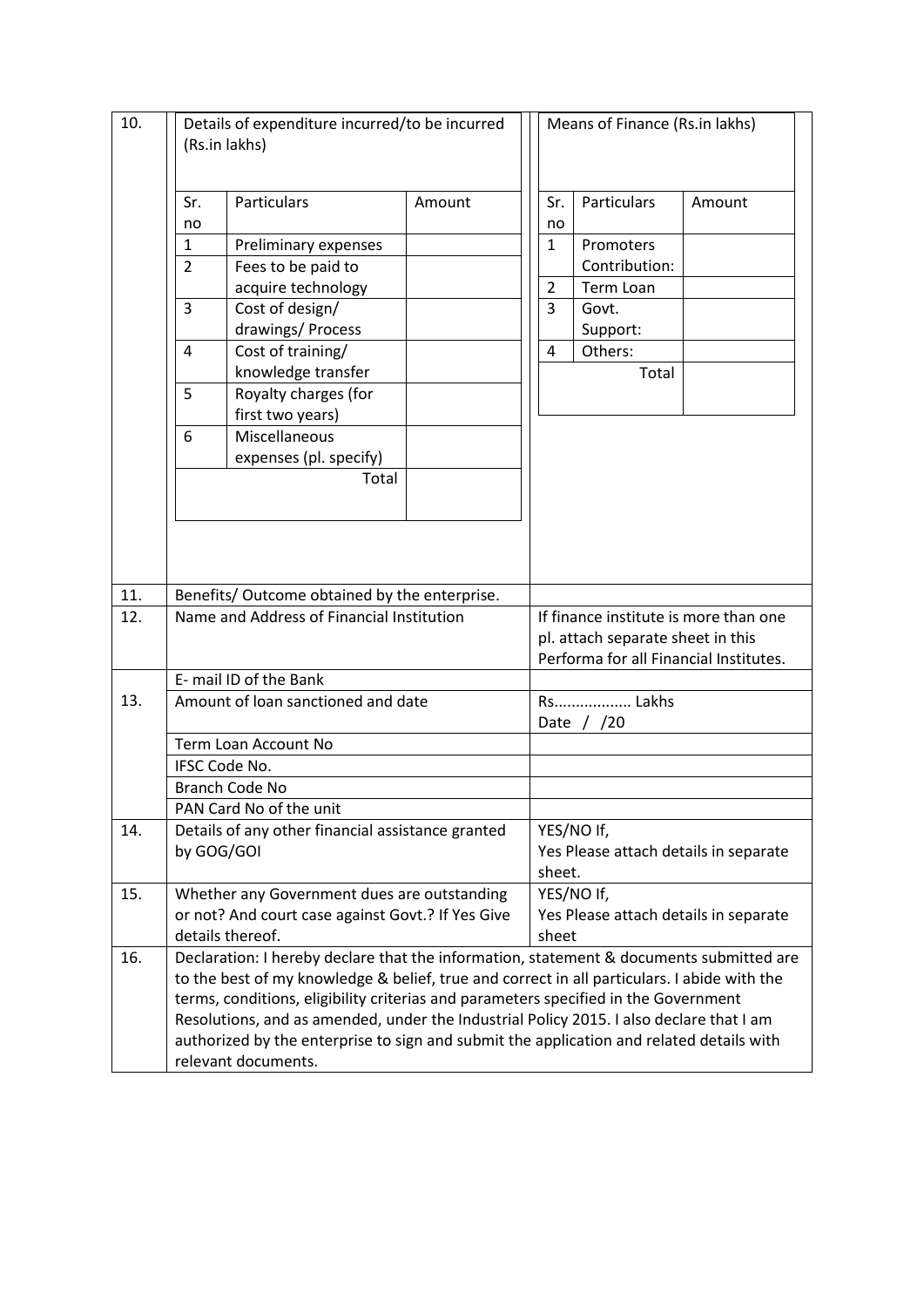| 10. | Details of expenditure incurred/to be incurred (Rs.in lakhs) | | | Means of Finance (Rs.in lakhs) | | |
|---|---|---|---|---|---|---|
| | **Sr. no** | **Particulars** | **Amount** | **Sr. no** | **Particulars** | **Amount** |
| | 1 | Preliminary expenses | | 1 | Promoters Contribution: | |
| | 2 | Fees to be paid to acquire technology | | 2 | Term Loan | |
| | 3 | Cost of design/ drawings/ Process | | 3 | Govt. Support: | |
| | 4 | Cost of training/ knowledge transfer | | 4 | Others: | |
| | 5 | Royalty charges (for first two years) | | | Total | |
| | 6 | Miscellaneous expenses (pl. specify) | | | | |
| | | Total | | | | |

| | | |
|---|---|---|
| 11. | Benefits/ Outcome obtained by the enterprise. | |
| 12. | Name and Address of Financial Institution | If finance institute is more than one pl. attach separate sheet in this Performa for all Financial Institutes. |
| | E- mail ID of the Bank | |
| 13. | Amount of loan sanctioned and date | Rs................. Lakhs<br>Date / /20 |
| | Term Loan Account No | |
| | IFSC Code No. | |
| | Branch Code No | |
| | PAN Card No of the unit | |
| 14. | Details of any other financial assistance granted by GOG/GOI | YES/NO If,<br>Yes Please attach details in separate sheet. |
| 15. | Whether any Government dues are outstanding or not? And court case against Govt.? If Yes Give details thereof. | YES/NO If,<br>Yes Please attach details in separate sheet |
| 16. | Declaration: I hereby declare that the information, statement & documents submitted are to the best of my knowledge & belief, true and correct in all particulars. I abide with the terms, conditions, eligibility criterias and parameters specified in the Government Resolutions, and as amended, under the Industrial Policy 2015. I also declare that I am authorized by the enterprise to sign and submit the application and related details with relevant documents. | |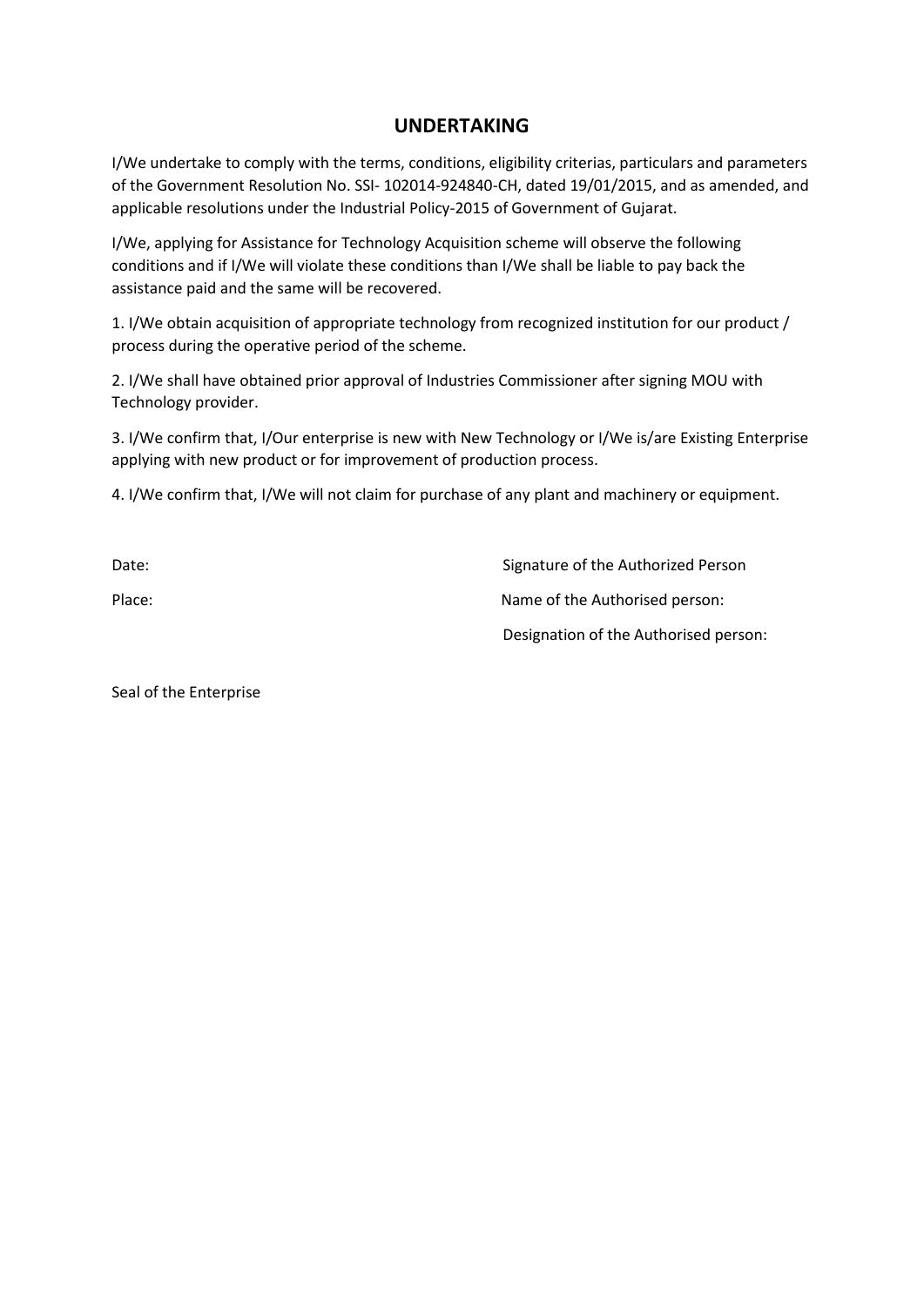## UNDERTAKING

I/We undertake to comply with the terms, conditions, eligibility criterias, particulars and parameters of the Government Resolution No. SSI- 102014-924840-CH, dated 19/01/2015, and as amended, and applicable resolutions under the Industrial Policy-2015 of Government of Gujarat.

I/We, applying for Assistance for Technology Acquisition scheme will observe the following conditions and if I/We will violate these conditions than I/We shall be liable to pay back the assistance paid and the same will be recovered.

1. I/We obtain acquisition of appropriate technology from recognized institution for our product / process during the operative period of the scheme.

2. I/We shall have obtained prior approval of Industries Commissioner after signing MOU with Technology provider.

3. I/We confirm that, I/Our enterprise is new with New Technology or I/We is/are Existing Enterprise applying with new product or for improvement of production process.

4. I/We confirm that, I/We will not claim for purchase of any plant and machinery or equipment.

Date: Signature of the Authorized Person

Place: Name of the Authorised person:

Designation of the Authorised person:

Seal of the Enterprise